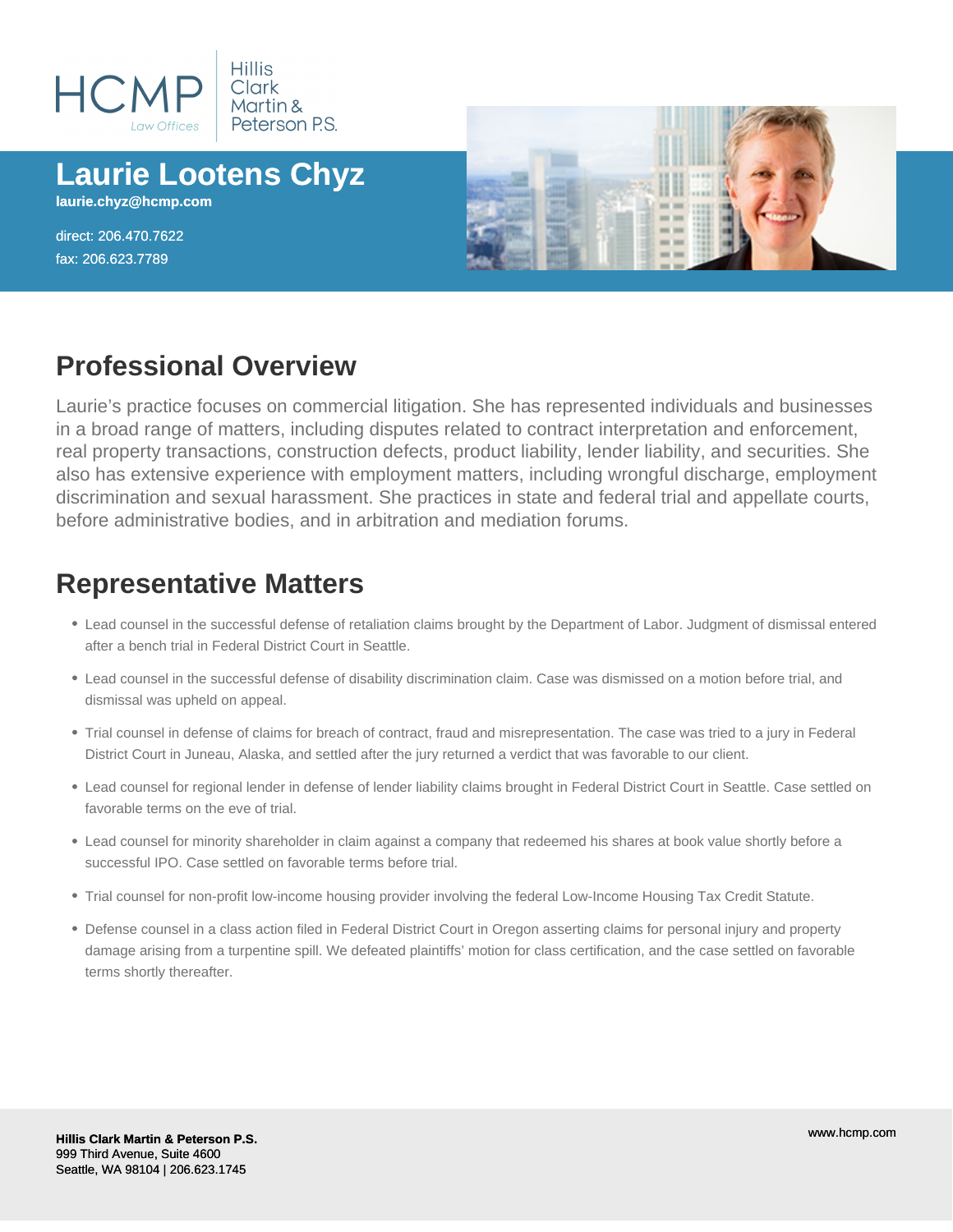HCMP Law Offices | Hillis Clark Martin & Peterson P.S.

# Laurie Lootens Chyz

**laurie.chyz@hcmp.com**

direct: 206.470.7622
fax: 206.623.7789

## Professional Overview

Laurie's practice focuses on commercial litigation. She has represented individuals and businesses in a broad range of matters, including disputes related to contract interpretation and enforcement, real property transactions, construction defects, product liability, lender liability, and securities. She also has extensive experience with employment matters, including wrongful discharge, employment discrimination and sexual harassment. She practices in state and federal trial and appellate courts, before administrative bodies, and in arbitration and mediation forums.

## Representative Matters

- Lead counsel in the successful defense of retaliation claims brought by the Department of Labor. Judgment of dismissal entered after a bench trial in Federal District Court in Seattle.
- Lead counsel in the successful defense of disability discrimination claim. Case was dismissed on a motion before trial, and dismissal was upheld on appeal.
- Trial counsel in defense of claims for breach of contract, fraud and misrepresentation. The case was tried to a jury in Federal District Court in Juneau, Alaska, and settled after the jury returned a verdict that was favorable to our client.
- Lead counsel for regional lender in defense of lender liability claims brought in Federal District Court in Seattle. Case settled on favorable terms on the eve of trial.
- Lead counsel for minority shareholder in claim against a company that redeemed his shares at book value shortly before a successful IPO. Case settled on favorable terms before trial.
- Trial counsel for non-profit low-income housing provider involving the federal Low-Income Housing Tax Credit Statute.
- Defense counsel in a class action filed in Federal District Court in Oregon asserting claims for personal injury and property damage arising from a turpentine spill. We defeated plaintiffs' motion for class certification, and the case settled on favorable terms shortly thereafter.

**Hillis Clark Martin & Peterson P.S.**
999 Third Avenue, Suite 4600
Seattle, WA 98104 | 206.623.1745

www.hcmp.com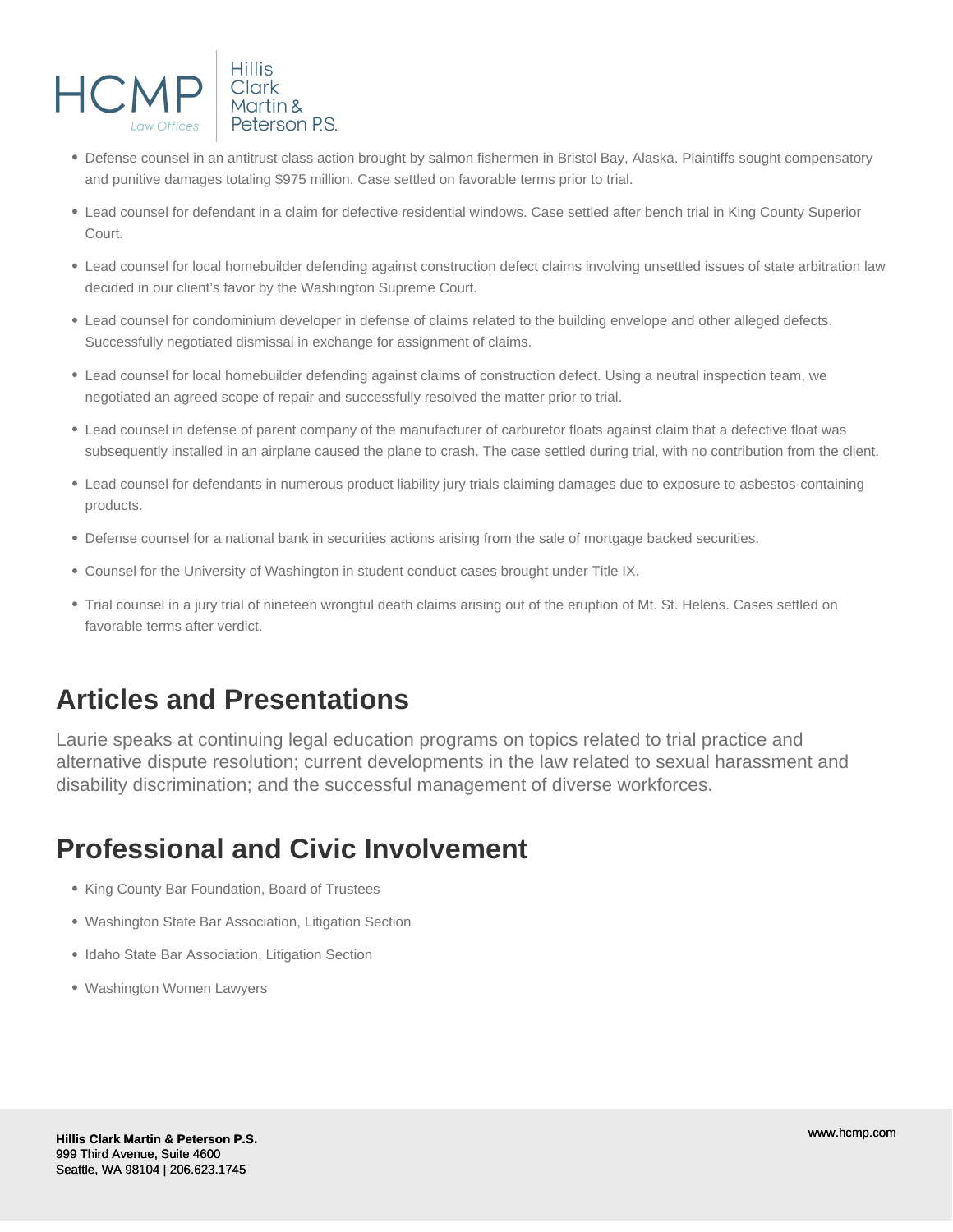- Defense counsel in an antitrust class action brought by salmon fishermen in Bristol Bay, Alaska. Plaintiffs sought compensatory and punitive damages totaling $975 million. Case settled on favorable terms prior to trial.
- Lead counsel for defendant in a claim for defective residential windows. Case settled after bench trial in King County Superior Court.
- Lead counsel for local homebuilder defending against construction defect claims involving unsettled issues of state arbitration law decided in our client's favor by the Washington Supreme Court.
- Lead counsel for condominium developer in defense of claims related to the building envelope and other alleged defects. Successfully negotiated dismissal in exchange for assignment of claims.
- Lead counsel for local homebuilder defending against claims of construction defect. Using a neutral inspection team, we negotiated an agreed scope of repair and successfully resolved the matter prior to trial.
- Lead counsel in defense of parent company of the manufacturer of carburetor floats against claim that a defective float was subsequently installed in an airplane caused the plane to crash. The case settled during trial, with no contribution from the client.
- Lead counsel for defendants in numerous product liability jury trials claiming damages due to exposure to asbestos-containing products.
- Defense counsel for a national bank in securities actions arising from the sale of mortgage backed securities.
- Counsel for the University of Washington in student conduct cases brought under Title IX.
- Trial counsel in a jury trial of nineteen wrongful death claims arising out of the eruption of Mt. St. Helens. Cases settled on favorable terms after verdict.

## Articles and Presentations

Laurie speaks at continuing legal education programs on topics related to trial practice and alternative dispute resolution; current developments in the law related to sexual harassment and disability discrimination; and the successful management of diverse workforces.

## Professional and Civic Involvement

- King County Bar Foundation, Board of Trustees
- Washington State Bar Association, Litigation Section
- Idaho State Bar Association, Litigation Section
- Washington Women Lawyers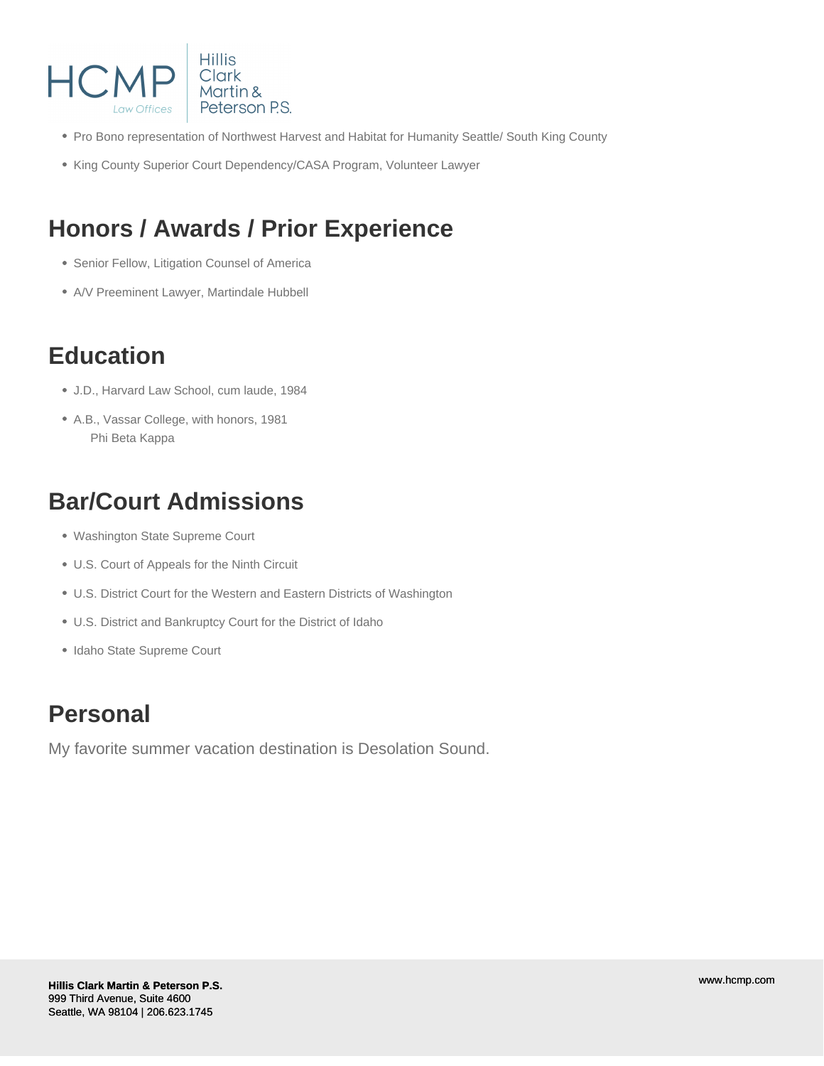- Pro Bono representation of Northwest Harvest and Habitat for Humanity Seattle/ South King County
- King County Superior Court Dependency/CASA Program, Volunteer Lawyer

## Honors / Awards / Prior Experience

- Senior Fellow, Litigation Counsel of America
- A/V Preeminent Lawyer, Martindale Hubbell

## Education

- J.D., Harvard Law School, cum laude, 1984
- A.B., Vassar College, with honors, 1981
  Phi Beta Kappa

## Bar/Court Admissions

- Washington State Supreme Court
- U.S. Court of Appeals for the Ninth Circuit
- U.S. District Court for the Western and Eastern Districts of Washington
- U.S. District and Bankruptcy Court for the District of Idaho
- Idaho State Supreme Court

## Personal

My favorite summer vacation destination is Desolation Sound.